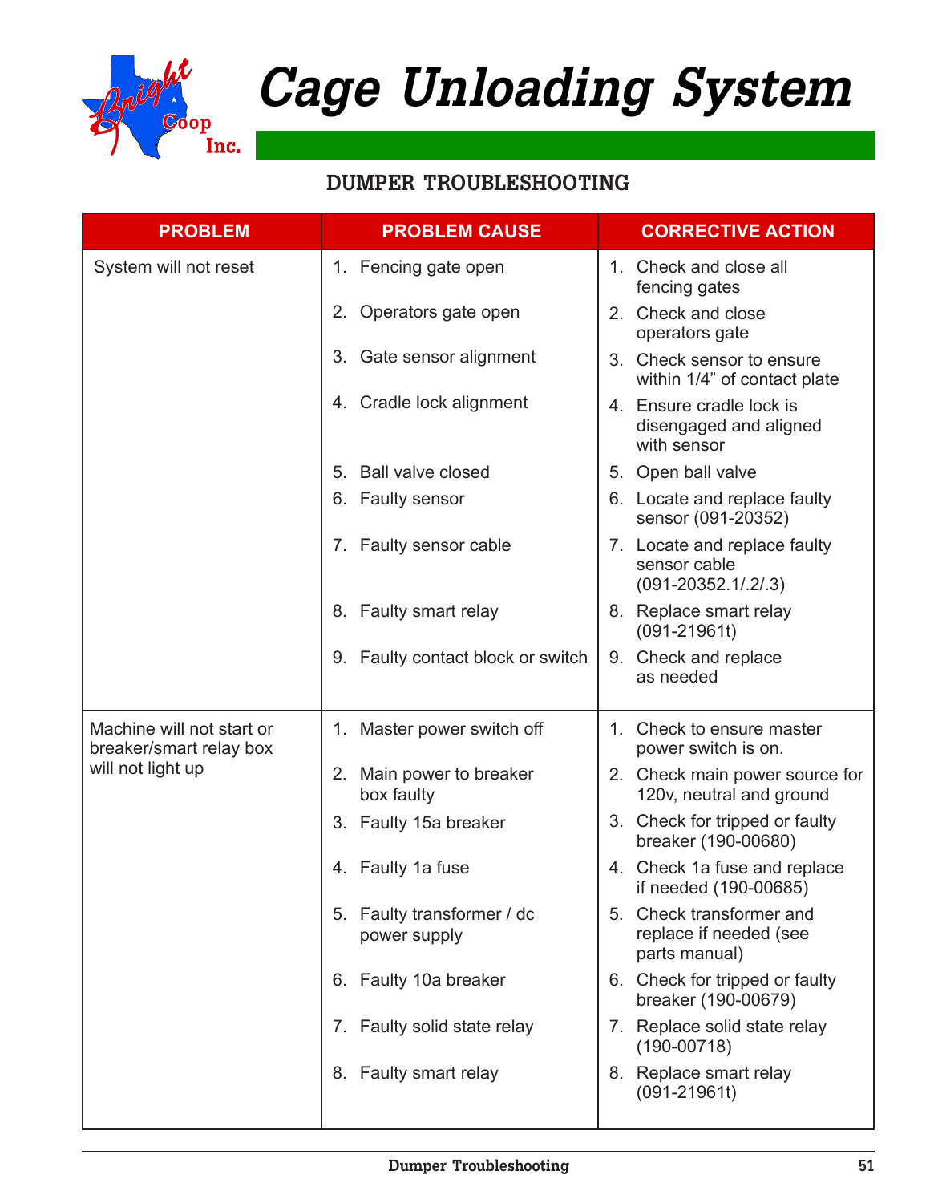# Cage Unloading System

## DUMPER TROUBLESHOOTING

| PROBLEM | PROBLEM CAUSE | CORRECTIVE ACTION |
|---|---|---|
| System will not reset | 1. Fencing gate open | 1. Check and close all fencing gates |
| | 2. Operators gate open | 2. Check and close operators gate |
| | 3. Gate sensor alignment | 3. Check sensor to ensure within 1/4" of contact plate |
| | 4. Cradle lock alignment | 4. Ensure cradle lock is disengaged and aligned with sensor |
| | 5. Ball valve closed | 5. Open ball valve |
| | 6. Faulty sensor | 6. Locate and replace faulty sensor (091-20352) |
| | 7. Faulty sensor cable | 7. Locate and replace faulty sensor cable (091-20352.1/.2/.3) |
| | 8. Faulty smart relay | 8. Replace smart relay (091-21961t) |
| | 9. Faulty contact block or switch | 9. Check and replace as needed |
| Machine will not start or breaker/smart relay box will not light up | 1. Master power switch off | 1. Check to ensure master power switch is on. |
| | 2. Main power to breaker box faulty | 2. Check main power source for 120v, neutral and ground |
| | 3. Faulty 15a breaker | 3. Check for tripped or faulty breaker (190-00680) |
| | 4. Faulty 1a fuse | 4. Check 1a fuse and replace if needed (190-00685) |
| | 5. Faulty transformer / dc power supply | 5. Check transformer and replace if needed (see parts manual) |
| | 6. Faulty 10a breaker | 6. Check for tripped or faulty breaker (190-00679) |
| | 7. Faulty solid state relay | 7. Replace solid state relay (190-00718) |
| | 8. Faulty smart relay | 8. Replace smart relay (091-21961t) |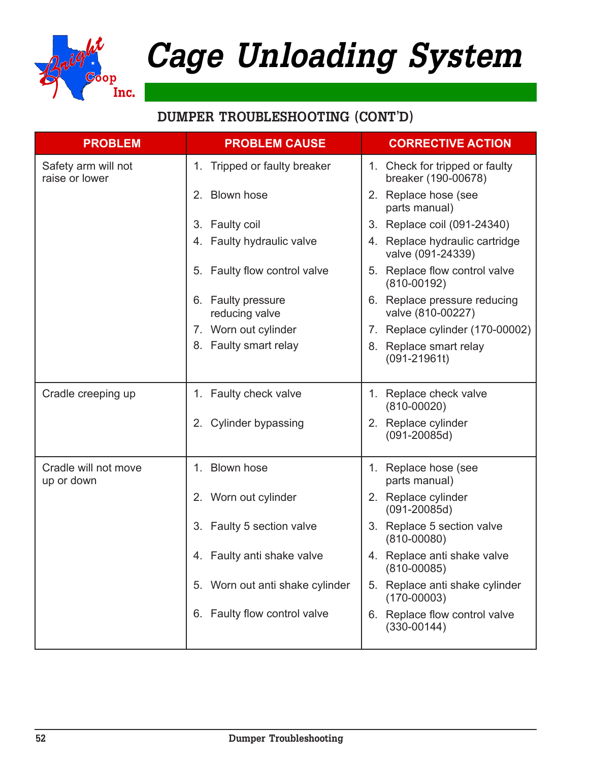# Cage Unloading System

## DUMPER TROUBLESHOOTING (CONT'D)

| PROBLEM | PROBLEM CAUSE | CORRECTIVE ACTION |
|---|---|---|
| Safety arm will not raise or lower | 1. Tripped or faulty breaker | 1. Check for tripped or faulty breaker (190-00678) |
| | 2. Blown hose | 2. Replace hose (see parts manual) |
| | 3. Faulty coil | 3. Replace coil (091-24340) |
| | 4. Faulty hydraulic valve | 4. Replace hydraulic cartridge valve (091-24339) |
| | 5. Faulty flow control valve | 5. Replace flow control valve (810-00192) |
| | 6. Faulty pressure reducing valve | 6. Replace pressure reducing valve (810-00227) |
| | 7. Worn out cylinder | 7. Replace cylinder (170-00002) |
| | 8. Faulty smart relay | 8. Replace smart relay (091-21961t) |
| Cradle creeping up | 1. Faulty check valve | 1. Replace check valve (810-00020) |
| | 2. Cylinder bypassing | 2. Replace cylinder (091-20085d) |
| Cradle will not move up or down | 1. Blown hose | 1. Replace hose (see parts manual) |
| | 2. Worn out cylinder | 2. Replace cylinder (091-20085d) |
| | 3. Faulty 5 section valve | 3. Replace 5 section valve (810-00080) |
| | 4. Faulty anti shake valve | 4. Replace anti shake valve (810-00085) |
| | 5. Worn out anti shake cylinder | 5. Replace anti shake cylinder (170-00003) |
| | 6. Faulty flow control valve | 6. Replace flow control valve (330-00144) |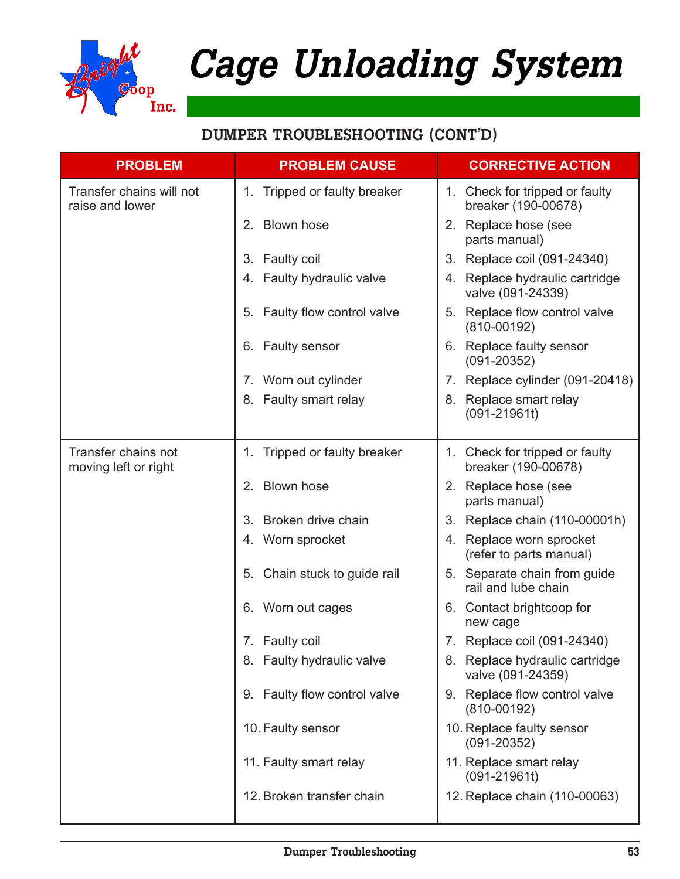# Cage Unloading System

## DUMPER TROUBLESHOOTING (CONT'D)

| PROBLEM | PROBLEM CAUSE | CORRECTIVE ACTION |
|---|---|---|
| Transfer chains will not raise and lower | 1. Tripped or faulty breaker | 1. Check for tripped or faulty breaker (190-00678) |
| | 2. Blown hose | 2. Replace hose (see parts manual) |
| | 3. Faulty coil | 3. Replace coil (091-24340) |
| | 4. Faulty hydraulic valve | 4. Replace hydraulic cartridge valve (091-24339) |
| | 5. Faulty flow control valve | 5. Replace flow control valve (810-00192) |
| | 6. Faulty sensor | 6. Replace faulty sensor (091-20352) |
| | 7. Worn out cylinder | 7. Replace cylinder (091-20418) |
| | 8. Faulty smart relay | 8. Replace smart relay (091-21961t) |
| Transfer chains not moving left or right | 1. Tripped or faulty breaker | 1. Check for tripped or faulty breaker (190-00678) |
| | 2. Blown hose | 2. Replace hose (see parts manual) |
| | 3. Broken drive chain | 3. Replace chain (110-00001h) |
| | 4. Worn sprocket | 4. Replace worn sprocket (refer to parts manual) |
| | 5. Chain stuck to guide rail | 5. Separate chain from guide rail and lube chain |
| | 6. Worn out cages | 6. Contact brightcoop for new cage |
| | 7. Faulty coil | 7. Replace coil (091-24340) |
| | 8. Faulty hydraulic valve | 8. Replace hydraulic cartridge valve (091-24359) |
| | 9. Faulty flow control valve | 9. Replace flow control valve (810-00192) |
| | 10. Faulty sensor | 10. Replace faulty sensor (091-20352) |
| | 11. Faulty smart relay | 11. Replace smart relay (091-21961t) |
| | 12. Broken transfer chain | 12. Replace chain (110-00063) |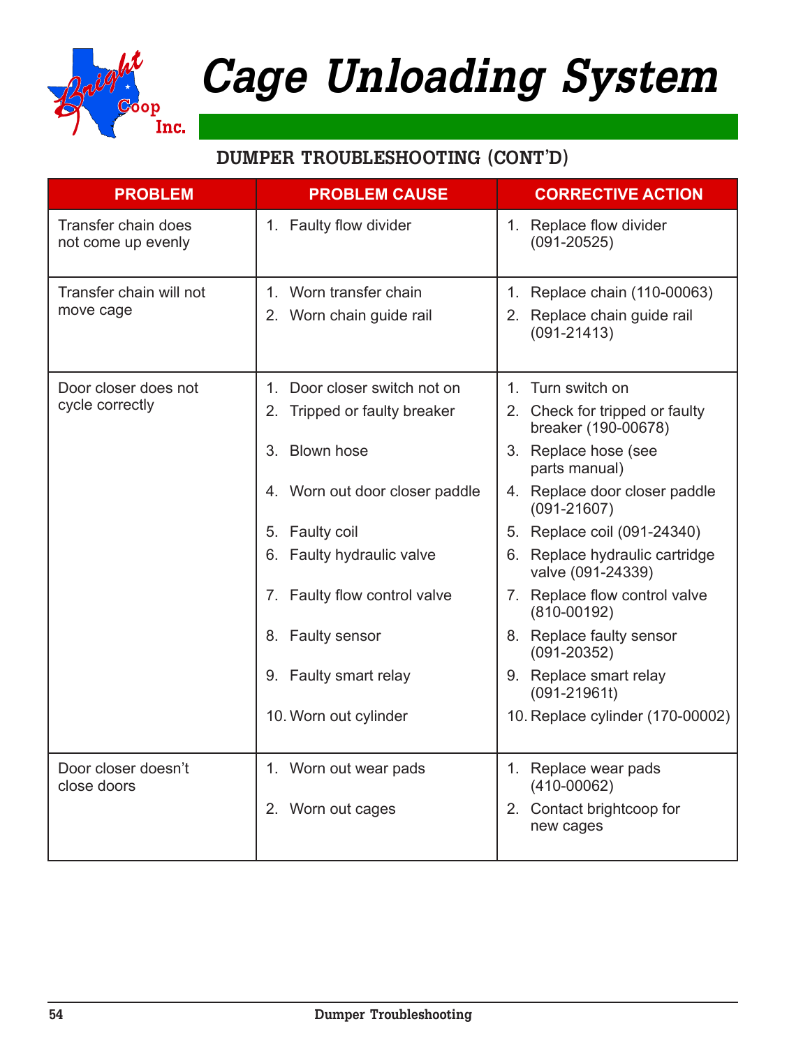# Cage Unloading System

## DUMPER TROUBLESHOOTING (CONT'D)

| PROBLEM | PROBLEM CAUSE | CORRECTIVE ACTION |
|---|---|---|
| Transfer chain does not come up evenly | 1. Faulty flow divider | 1. Replace flow divider (091-20525) |
| Transfer chain will not move cage | 1. Worn transfer chain<br>2. Worn chain guide rail | 1. Replace chain (110-00063)<br>2. Replace chain guide rail (091-21413) |
| Door closer does not cycle correctly | 1. Door closer switch not on<br>2. Tripped or faulty breaker<br>3. Blown hose<br>4. Worn out door closer paddle<br>5. Faulty coil<br>6. Faulty hydraulic valve<br>7. Faulty flow control valve<br>8. Faulty sensor<br>9. Faulty smart relay<br>10. Worn out cylinder | 1. Turn switch on<br>2. Check for tripped or faulty breaker (190-00678)<br>3. Replace hose (see parts manual)<br>4. Replace door closer paddle (091-21607)<br>5. Replace coil (091-24340)<br>6. Replace hydraulic cartridge valve (091-24339)<br>7. Replace flow control valve (810-00192)<br>8. Replace faulty sensor (091-20352)<br>9. Replace smart relay (091-21961t)<br>10. Replace cylinder (170-00002) |
| Door closer doesn't close doors | 1. Worn out wear pads<br>2. Worn out cages | 1. Replace wear pads (410-00062)<br>2. Contact brightcoop for new cages |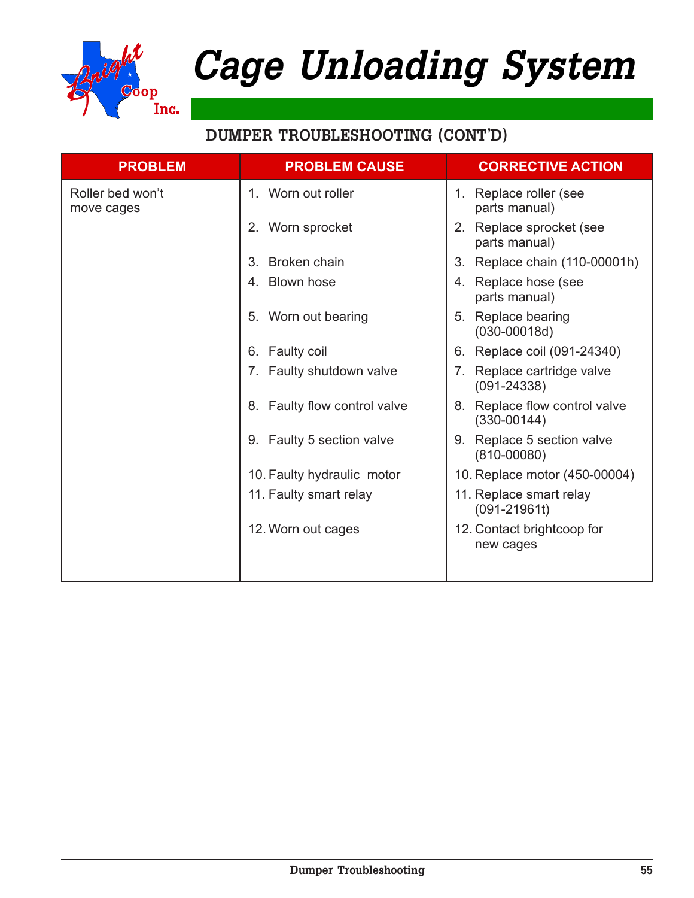# Cage Unloading System

## DUMPER TROUBLESHOOTING (CONT'D)

| PROBLEM | PROBLEM CAUSE | CORRECTIVE ACTION |
|---|---|---|
| Roller bed won't move cages | 1. Worn out roller | 1. Replace roller (see parts manual) |
| | 2. Worn sprocket | 2. Replace sprocket (see parts manual) |
| | 3. Broken chain | 3. Replace chain (110-00001h) |
| | 4. Blown hose | 4. Replace hose (see parts manual) |
| | 5. Worn out bearing | 5. Replace bearing (030-00018d) |
| | 6. Faulty coil | 6. Replace coil (091-24340) |
| | 7. Faulty shutdown valve | 7. Replace cartridge valve (091-24338) |
| | 8. Faulty flow control valve | 8. Replace flow control valve (330-00144) |
| | 9. Faulty 5 section valve | 9. Replace 5 section valve (810-00080) |
| | 10. Faulty hydraulic motor | 10. Replace motor (450-00004) |
| | 11. Faulty smart relay | 11. Replace smart relay (091-21961t) |
| | 12. Worn out cages | 12. Contact brightcoop for new cages |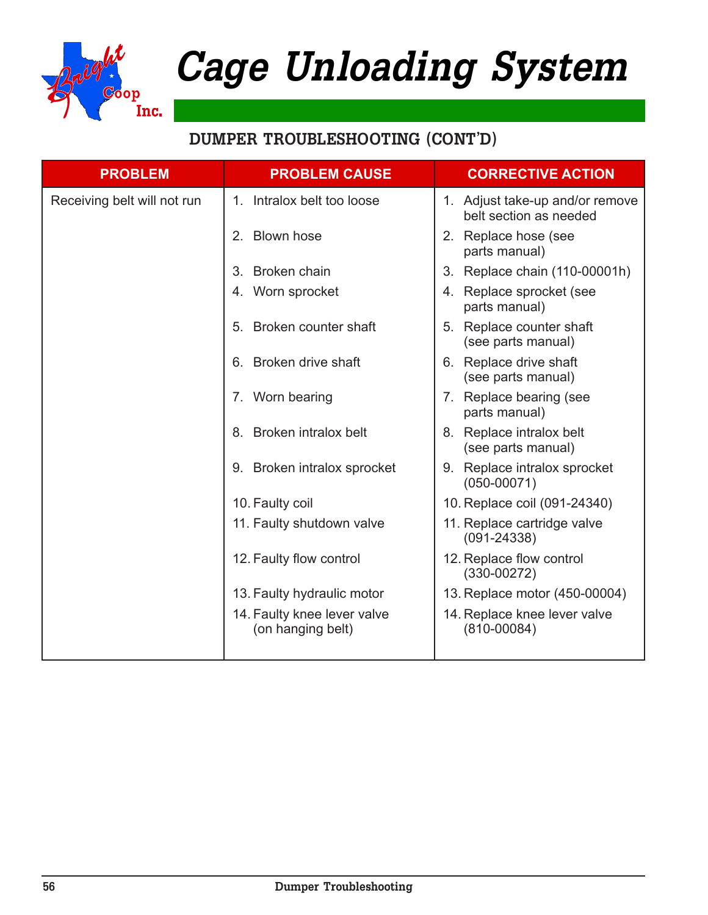# Cage Unloading System

## DUMPER TROUBLESHOOTING (CONT'D)

| PROBLEM | PROBLEM CAUSE | CORRECTIVE ACTION |
|---|---|---|
| Receiving belt will not run | 1. Intralox belt too loose | 1. Adjust take-up and/or remove belt section as needed |
| | 2. Blown hose | 2. Replace hose (see parts manual) |
| | 3. Broken chain | 3. Replace chain (110-00001h) |
| | 4. Worn sprocket | 4. Replace sprocket (see parts manual) |
| | 5. Broken counter shaft | 5. Replace counter shaft (see parts manual) |
| | 6. Broken drive shaft | 6. Replace drive shaft (see parts manual) |
| | 7. Worn bearing | 7. Replace bearing (see parts manual) |
| | 8. Broken intralox belt | 8. Replace intralox belt (see parts manual) |
| | 9. Broken intralox sprocket | 9. Replace intralox sprocket (050-00071) |
| | 10. Faulty coil | 10. Replace coil (091-24340) |
| | 11. Faulty shutdown valve | 11. Replace cartridge valve (091-24338) |
| | 12. Faulty flow control | 12. Replace flow control (330-00272) |
| | 13. Faulty hydraulic motor | 13. Replace motor (450-00004) |
| | 14. Faulty knee lever valve (on hanging belt) | 14. Replace knee lever valve (810-00084) |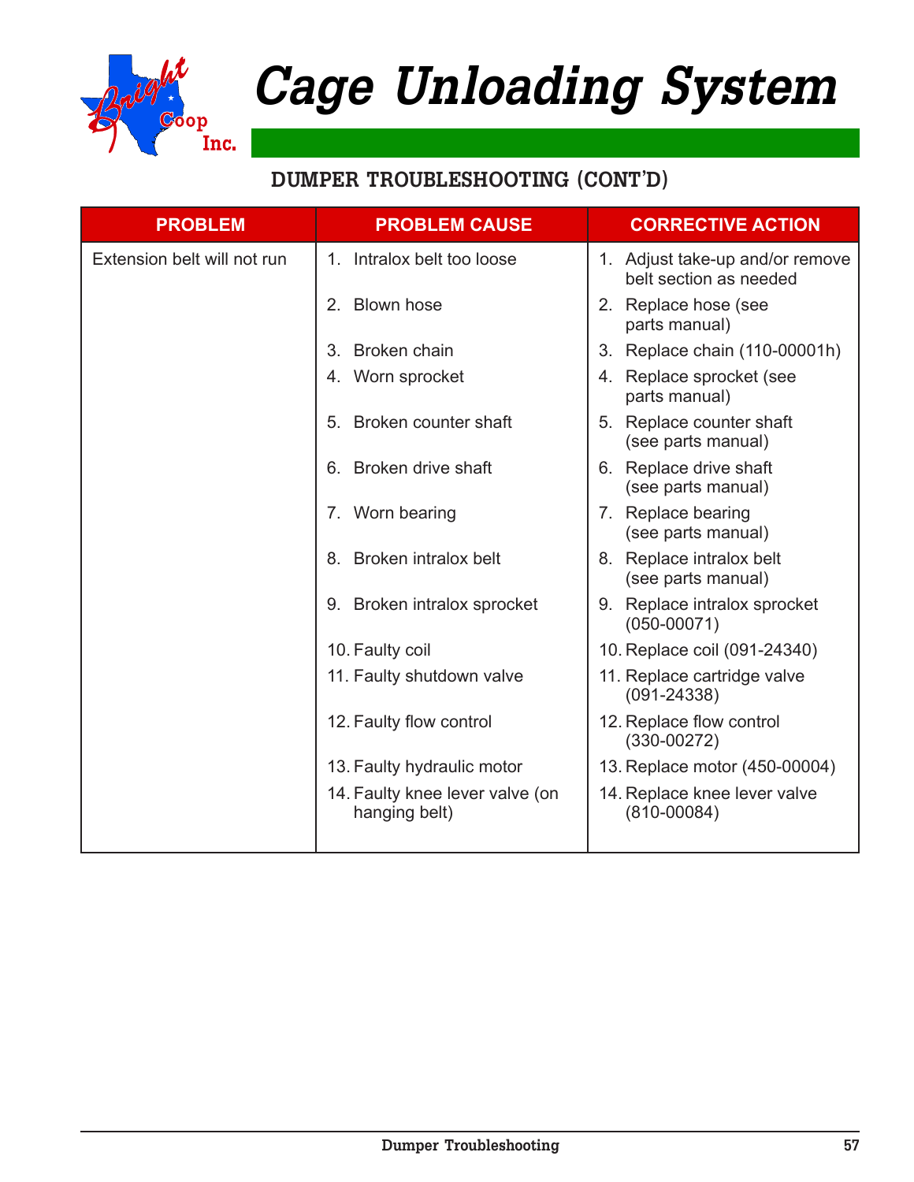# Cage Unloading System

## DUMPER TROUBLESHOOTING (CONT'D)

| PROBLEM | PROBLEM CAUSE | CORRECTIVE ACTION |
|---|---|---|
| Extension belt will not run | 1. Intralox belt too loose | 1. Adjust take-up and/or remove belt section as needed |
| | 2. Blown hose | 2. Replace hose (see parts manual) |
| | 3. Broken chain | 3. Replace chain (110-00001h) |
| | 4. Worn sprocket | 4. Replace sprocket (see parts manual) |
| | 5. Broken counter shaft | 5. Replace counter shaft (see parts manual) |
| | 6. Broken drive shaft | 6. Replace drive shaft (see parts manual) |
| | 7. Worn bearing | 7. Replace bearing (see parts manual) |
| | 8. Broken intralox belt | 8. Replace intralox belt (see parts manual) |
| | 9. Broken intralox sprocket | 9. Replace intralox sprocket (050-00071) |
| | 10. Faulty coil | 10. Replace coil (091-24340) |
| | 11. Faulty shutdown valve | 11. Replace cartridge valve (091-24338) |
| | 12. Faulty flow control | 12. Replace flow control (330-00272) |
| | 13. Faulty hydraulic motor | 13. Replace motor (450-00004) |
| | 14. Faulty knee lever valve (on hanging belt) | 14. Replace knee lever valve (810-00084) |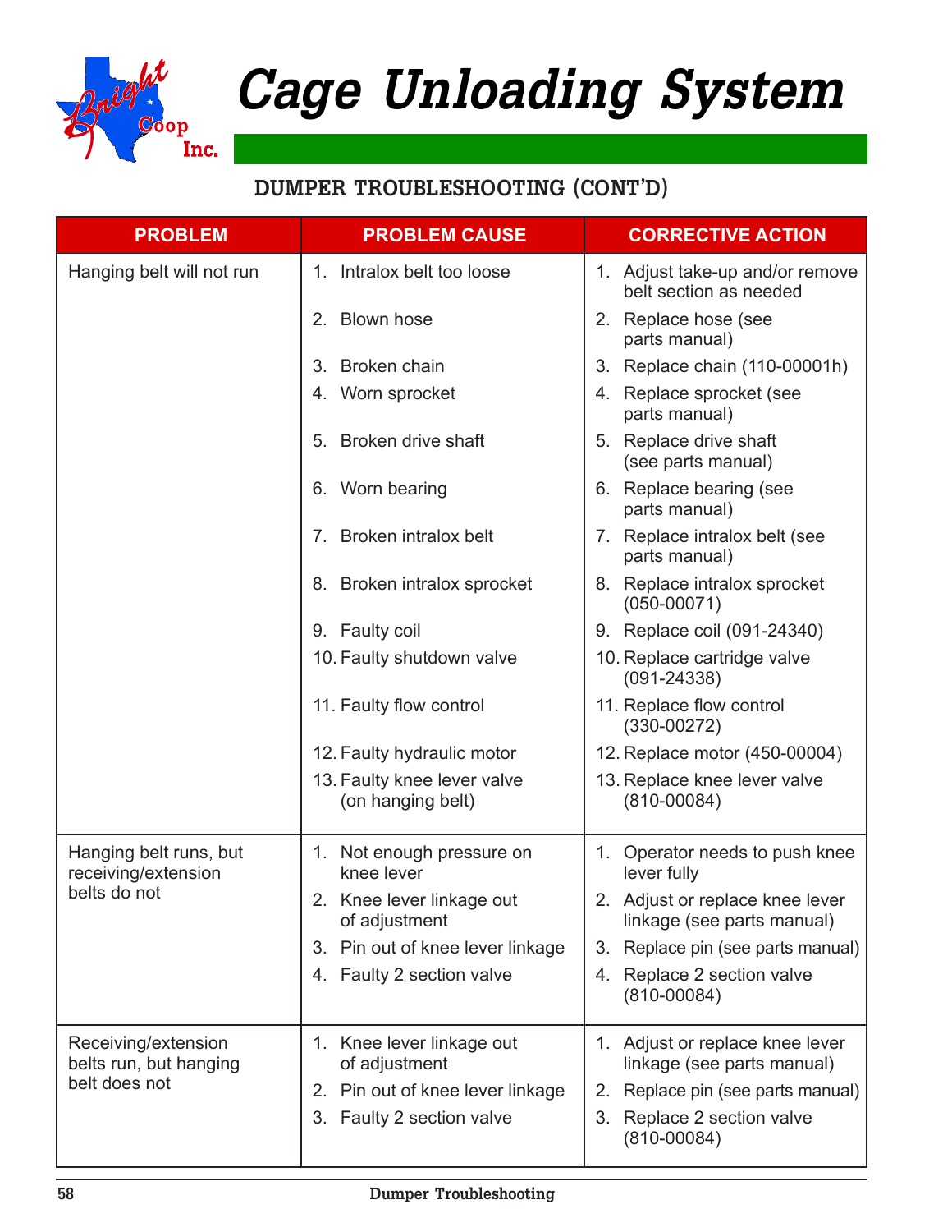# Cage Unloading System

## DUMPER TROUBLESHOOTING (CONT'D)

| PROBLEM | PROBLEM CAUSE | CORRECTIVE ACTION |
|---|---|---|
| Hanging belt will not run | 1. Intralox belt too loose<br>2. Blown hose<br>3. Broken chain<br>4. Worn sprocket<br>5. Broken drive shaft<br>6. Worn bearing<br>7. Broken intralox belt<br>8. Broken intralox sprocket<br>9. Faulty coil<br>10. Faulty shutdown valve<br>11. Faulty flow control<br>12. Faulty hydraulic motor<br>13. Faulty knee lever valve (on hanging belt) | 1. Adjust take-up and/or remove belt section as needed<br>2. Replace hose (see parts manual)<br>3. Replace chain (110-00001h)<br>4. Replace sprocket (see parts manual)<br>5. Replace drive shaft (see parts manual)<br>6. Replace bearing (see parts manual)<br>7. Replace intralox belt (see parts manual)<br>8. Replace intralox sprocket (050-00071)<br>9. Replace coil (091-24340)<br>10. Replace cartridge valve (091-24338)<br>11. Replace flow control (330-00272)<br>12. Replace motor (450-00004)<br>13. Replace knee lever valve (810-00084) |
| Hanging belt runs, but receiving/extension belts do not | 1. Not enough pressure on knee lever<br>2. Knee lever linkage out of adjustment<br>3. Pin out of knee lever linkage<br>4. Faulty 2 section valve | 1. Operator needs to push knee lever fully<br>2. Adjust or replace knee lever linkage (see parts manual)<br>3. Replace pin (see parts manual)<br>4. Replace 2 section valve (810-00084) |
| Receiving/extension belts run, but hanging belt does not | 1. Knee lever linkage out of adjustment<br>2. Pin out of knee lever linkage<br>3. Faulty 2 section valve | 1. Adjust or replace knee lever linkage (see parts manual)<br>2. Replace pin (see parts manual)<br>3. Replace 2 section valve (810-00084) |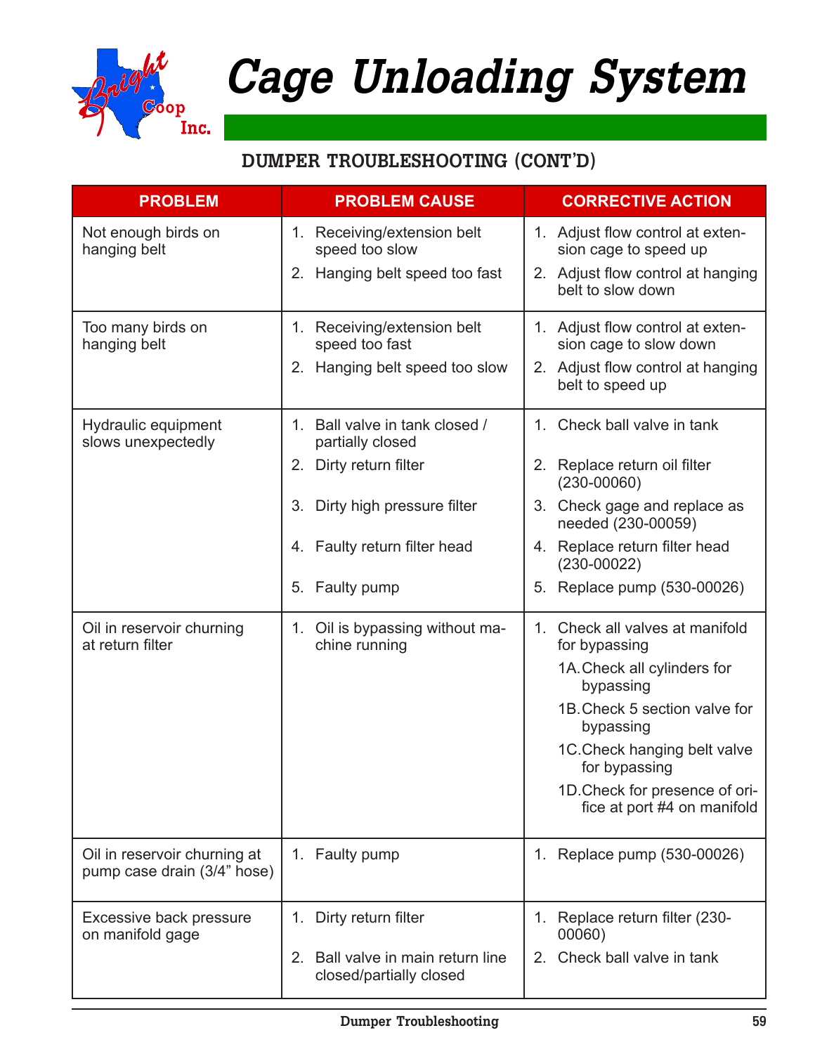# Cage Unloading System

## DUMPER TROUBLESHOOTING (CONT'D)

| PROBLEM | PROBLEM CAUSE | CORRECTIVE ACTION |
| --- | --- | --- |
| Not enough birds on hanging belt | 1. Receiving/extension belt speed too slow<br>2. Hanging belt speed too fast | 1. Adjust flow control at extension cage to speed up<br>2. Adjust flow control at hanging belt to slow down |
| Too many birds on hanging belt | 1. Receiving/extension belt speed too fast<br>2. Hanging belt speed too slow | 1. Adjust flow control at extension cage to slow down<br>2. Adjust flow control at hanging belt to speed up |
| Hydraulic equipment slows unexpectedly | 1. Ball valve in tank closed / partially closed<br>2. Dirty return filter<br>3. Dirty high pressure filter<br>4. Faulty return filter head<br>5. Faulty pump | 1. Check ball valve in tank<br>2. Replace return oil filter (230-00060)<br>3. Check gage and replace as needed (230-00059)<br>4. Replace return filter head (230-00022)<br>5. Replace pump (530-00026) |
| Oil in reservoir churning at return filter | 1. Oil is bypassing without machine running | 1. Check all valves at manifold for bypassing<br>1A. Check all cylinders for bypassing<br>1B. Check 5 section valve for bypassing<br>1C. Check hanging belt valve for bypassing<br>1D. Check for presence of orifice at port #4 on manifold |
| Oil in reservoir churning at pump case drain (3/4" hose) | 1. Faulty pump | 1. Replace pump (530-00026) |
| Excessive back pressure on manifold gage | 1. Dirty return filter<br>2. Ball valve in main return line closed/partially closed | 1. Replace return filter (230-00060)<br>2. Check ball valve in tank |